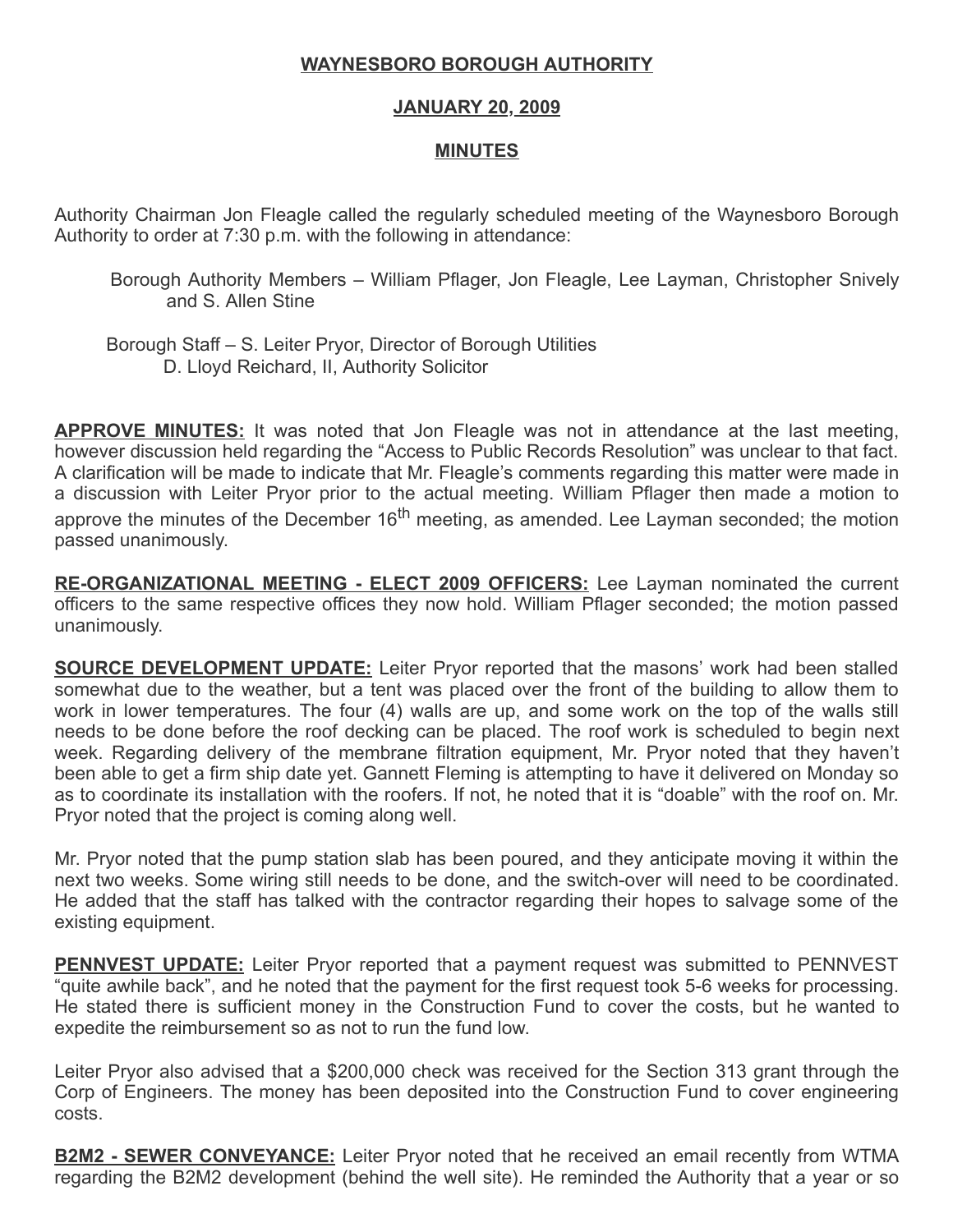# WAYNESBORO BOROUGH AUTHORITY

## JANUARY 20, 2009

## MINUTES

Authority Chairman Jon Fleagle called the regularly scheduled meeting of the Waynesboro Borough Authority to order at 7:30 p.m. with the following in attendance:

Borough Authority Members – William Pflager, Jon Fleagle, Lee Layman, Christopher Snively and S. Allen Stine

Borough Staff – S. Leiter Pryor, Director of Borough Utilities
D. Lloyd Reichard, II, Authority Solicitor

**APPROVE MINUTES:** It was noted that Jon Fleagle was not in attendance at the last meeting, however discussion held regarding the "Access to Public Records Resolution" was unclear to that fact. A clarification will be made to indicate that Mr. Fleagle's comments regarding this matter were made in a discussion with Leiter Pryor prior to the actual meeting. William Pflager then made a motion to approve the minutes of the December 16th meeting, as amended. Lee Layman seconded; the motion passed unanimously.

**RE-ORGANIZATIONAL MEETING - ELECT 2009 OFFICERS:** Lee Layman nominated the current officers to the same respective offices they now hold. William Pflager seconded; the motion passed unanimously.

**SOURCE DEVELOPMENT UPDATE:** Leiter Pryor reported that the masons' work had been stalled somewhat due to the weather, but a tent was placed over the front of the building to allow them to work in lower temperatures. The four (4) walls are up, and some work on the top of the walls still needs to be done before the roof decking can be placed. The roof work is scheduled to begin next week. Regarding delivery of the membrane filtration equipment, Mr. Pryor noted that they haven't been able to get a firm ship date yet. Gannett Fleming is attempting to have it delivered on Monday so as to coordinate its installation with the roofers. If not, he noted that it is "doable" with the roof on. Mr. Pryor noted that the project is coming along well.

Mr. Pryor noted that the pump station slab has been poured, and they anticipate moving it within the next two weeks. Some wiring still needs to be done, and the switch-over will need to be coordinated. He added that the staff has talked with the contractor regarding their hopes to salvage some of the existing equipment.

**PENNVEST UPDATE:** Leiter Pryor reported that a payment request was submitted to PENNVEST "quite awhile back", and he noted that the payment for the first request took 5-6 weeks for processing. He stated there is sufficient money in the Construction Fund to cover the costs, but he wanted to expedite the reimbursement so as not to run the fund low.

Leiter Pryor also advised that a $200,000 check was received for the Section 313 grant through the Corp of Engineers. The money has been deposited into the Construction Fund to cover engineering costs.

**B2M2 - SEWER CONVEYANCE:** Leiter Pryor noted that he received an email recently from WTMA regarding the B2M2 development (behind the well site). He reminded the Authority that a year or so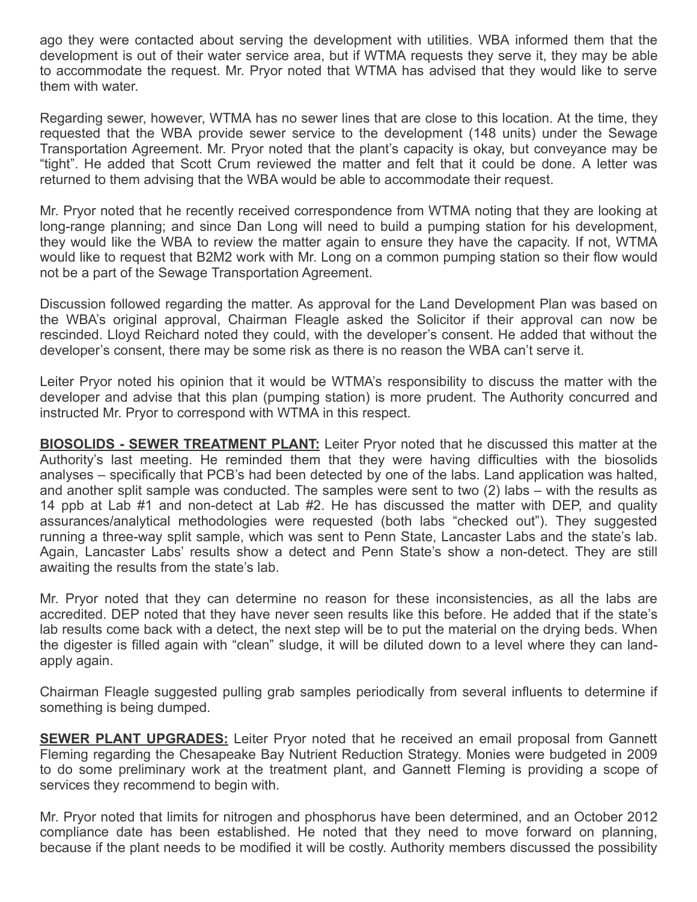ago they were contacted about serving the development with utilities. WBA informed them that the development is out of their water service area, but if WTMA requests they serve it, they may be able to accommodate the request. Mr. Pryor noted that WTMA has advised that they would like to serve them with water.

Regarding sewer, however, WTMA has no sewer lines that are close to this location. At the time, they requested that the WBA provide sewer service to the development (148 units) under the Sewage Transportation Agreement. Mr. Pryor noted that the plant's capacity is okay, but conveyance may be "tight". He added that Scott Crum reviewed the matter and felt that it could be done. A letter was returned to them advising that the WBA would be able to accommodate their request.

Mr. Pryor noted that he recently received correspondence from WTMA noting that they are looking at long-range planning; and since Dan Long will need to build a pumping station for his development, they would like the WBA to review the matter again to ensure they have the capacity. If not, WTMA would like to request that B2M2 work with Mr. Long on a common pumping station so their flow would not be a part of the Sewage Transportation Agreement.

Discussion followed regarding the matter. As approval for the Land Development Plan was based on the WBA's original approval, Chairman Fleagle asked the Solicitor if their approval can now be rescinded. Lloyd Reichard noted they could, with the developer's consent. He added that without the developer's consent, there may be some risk as there is no reason the WBA can't serve it.

Leiter Pryor noted his opinion that it would be WTMA's responsibility to discuss the matter with the developer and advise that this plan (pumping station) is more prudent. The Authority concurred and instructed Mr. Pryor to correspond with WTMA in this respect.

**BIOSOLIDS - SEWER TREATMENT PLANT:** Leiter Pryor noted that he discussed this matter at the Authority's last meeting. He reminded them that they were having difficulties with the biosolids analyses – specifically that PCB's had been detected by one of the labs. Land application was halted, and another split sample was conducted. The samples were sent to two (2) labs – with the results as 14 ppb at Lab #1 and non-detect at Lab #2. He has discussed the matter with DEP, and quality assurances/analytical methodologies were requested (both labs "checked out"). They suggested running a three-way split sample, which was sent to Penn State, Lancaster Labs and the state's lab. Again, Lancaster Labs' results show a detect and Penn State's show a non-detect. They are still awaiting the results from the state's lab.

Mr. Pryor noted that they can determine no reason for these inconsistencies, as all the labs are accredited. DEP noted that they have never seen results like this before. He added that if the state's lab results come back with a detect, the next step will be to put the material on the drying beds. When the digester is filled again with "clean" sludge, it will be diluted down to a level where they can land-apply again.

Chairman Fleagle suggested pulling grab samples periodically from several influents to determine if something is being dumped.

**SEWER PLANT UPGRADES:** Leiter Pryor noted that he received an email proposal from Gannett Fleming regarding the Chesapeake Bay Nutrient Reduction Strategy. Monies were budgeted in 2009 to do some preliminary work at the treatment plant, and Gannett Fleming is providing a scope of services they recommend to begin with.

Mr. Pryor noted that limits for nitrogen and phosphorus have been determined, and an October 2012 compliance date has been established. He noted that they need to move forward on planning, because if the plant needs to be modified it will be costly. Authority members discussed the possibility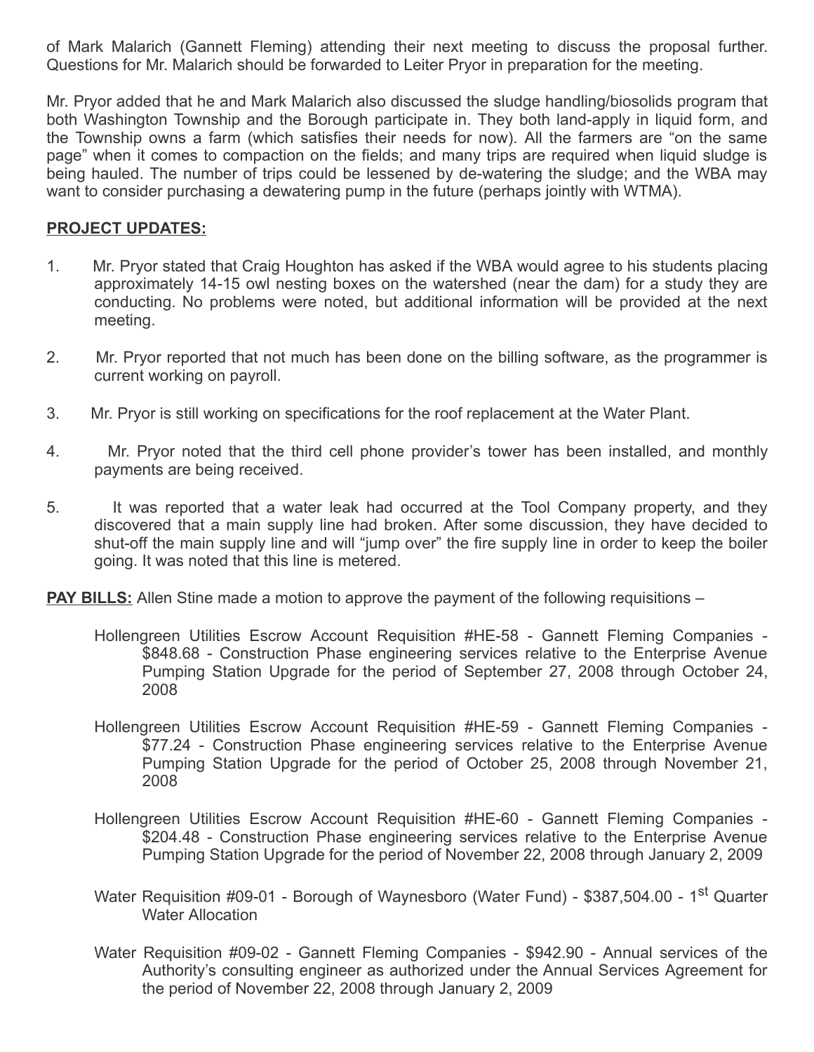of Mark Malarich (Gannett Fleming) attending their next meeting to discuss the proposal further. Questions for Mr. Malarich should be forwarded to Leiter Pryor in preparation for the meeting.

Mr. Pryor added that he and Mark Malarich also discussed the sludge handling/biosolids program that both Washington Township and the Borough participate in. They both land-apply in liquid form, and the Township owns a farm (which satisfies their needs for now). All the farmers are "on the same page" when it comes to compaction on the fields; and many trips are required when liquid sludge is being hauled. The number of trips could be lessened by de-watering the sludge; and the WBA may want to consider purchasing a dewatering pump in the future (perhaps jointly with WTMA).

**PROJECT UPDATES:**

1. Mr. Pryor stated that Craig Houghton has asked if the WBA would agree to his students placing approximately 14-15 owl nesting boxes on the watershed (near the dam) for a study they are conducting. No problems were noted, but additional information will be provided at the next meeting.

2. Mr. Pryor reported that not much has been done on the billing software, as the programmer is current working on payroll.

3. Mr. Pryor is still working on specifications for the roof replacement at the Water Plant.

4. Mr. Pryor noted that the third cell phone provider's tower has been installed, and monthly payments are being received.

5. It was reported that a water leak had occurred at the Tool Company property, and they discovered that a main supply line had broken. After some discussion, they have decided to shut-off the main supply line and will "jump over" the fire supply line in order to keep the boiler going. It was noted that this line is metered.

**PAY BILLS:** Allen Stine made a motion to approve the payment of the following requisitions –

Hollengreen Utilities Escrow Account Requisition #HE-58 - Gannett Fleming Companies - $848.68 - Construction Phase engineering services relative to the Enterprise Avenue Pumping Station Upgrade for the period of September 27, 2008 through October 24, 2008

Hollengreen Utilities Escrow Account Requisition #HE-59 - Gannett Fleming Companies - $77.24 - Construction Phase engineering services relative to the Enterprise Avenue Pumping Station Upgrade for the period of October 25, 2008 through November 21, 2008

Hollengreen Utilities Escrow Account Requisition #HE-60 - Gannett Fleming Companies - $204.48 - Construction Phase engineering services relative to the Enterprise Avenue Pumping Station Upgrade for the period of November 22, 2008 through January 2, 2009

Water Requisition #09-01 - Borough of Waynesboro (Water Fund) - $387,504.00 - 1st Quarter Water Allocation

Water Requisition #09-02 - Gannett Fleming Companies - $942.90 - Annual services of the Authority's consulting engineer as authorized under the Annual Services Agreement for the period of November 22, 2008 through January 2, 2009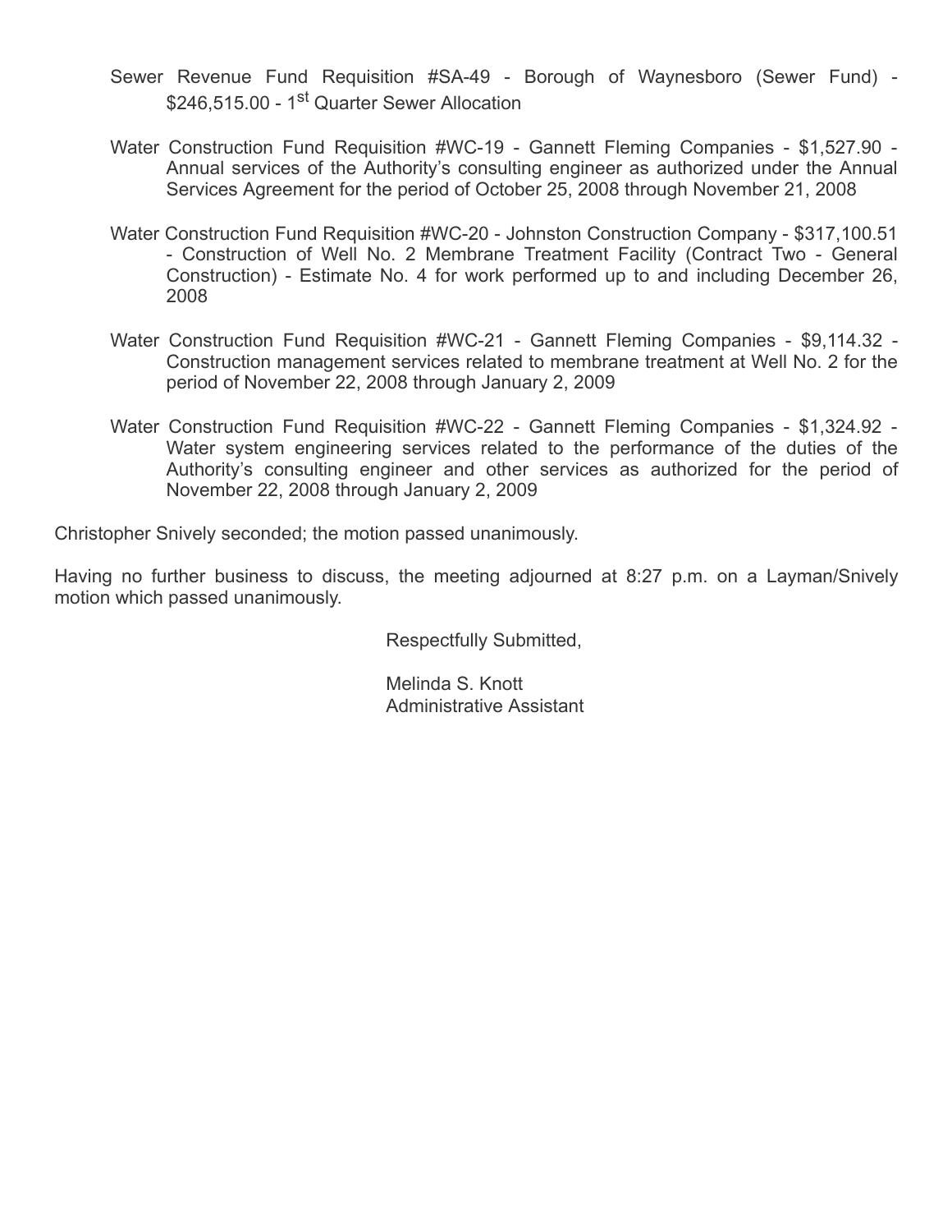Sewer Revenue Fund Requisition #SA-49 - Borough of Waynesboro (Sewer Fund) - $246,515.00 - 1st Quarter Sewer Allocation

Water Construction Fund Requisition #WC-19 - Gannett Fleming Companies - $1,527.90 - Annual services of the Authority's consulting engineer as authorized under the Annual Services Agreement for the period of October 25, 2008 through November 21, 2008

Water Construction Fund Requisition #WC-20 - Johnston Construction Company - $317,100.51 - Construction of Well No. 2 Membrane Treatment Facility (Contract Two - General Construction) - Estimate No. 4 for work performed up to and including December 26, 2008

Water Construction Fund Requisition #WC-21 - Gannett Fleming Companies - $9,114.32 - Construction management services related to membrane treatment at Well No. 2 for the period of November 22, 2008 through January 2, 2009

Water Construction Fund Requisition #WC-22 - Gannett Fleming Companies - $1,324.92 - Water system engineering services related to the performance of the duties of the Authority's consulting engineer and other services as authorized for the period of November 22, 2008 through January 2, 2009

Christopher Snively seconded; the motion passed unanimously.

Having no further business to discuss, the meeting adjourned at 8:27 p.m. on a Layman/Snively motion which passed unanimously.

Respectfully Submitted,

Melinda S. Knott
Administrative Assistant